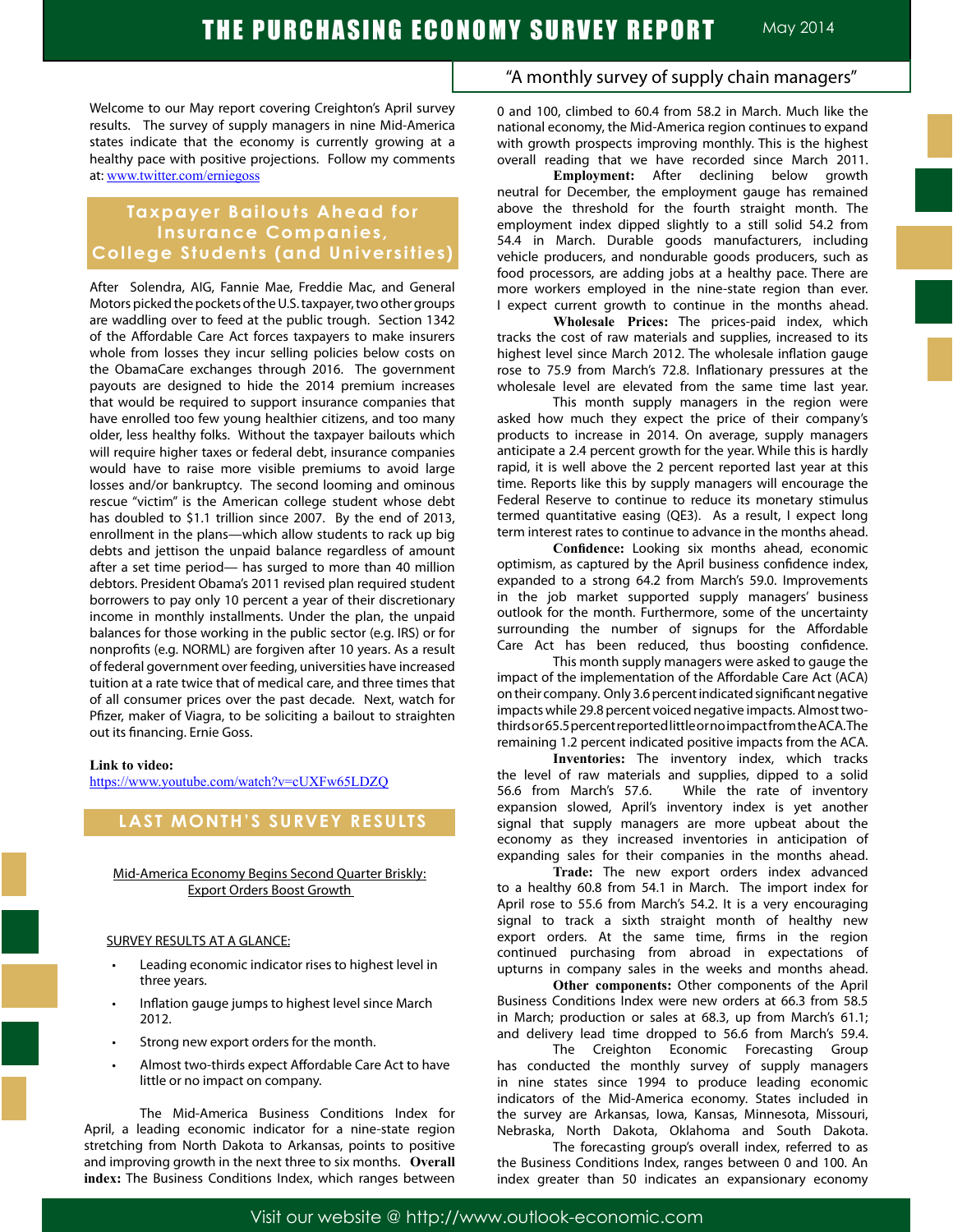# THE PURCHASING ECONOMY SURVEY REPORT

May 2014

"A monthly survey of supply chain managers"

Welcome to our May report covering Creighton's April survey results. The survey of supply managers in nine Mid-America states indicate that the economy is currently growing at a healthy pace with positive projections. Follow my comments at: www.twitter.com/erniegoss

## Taxpayer Bailouts Ahead for Insurance Companies, College Students (and Universities)

After Solendra, AIG, Fannie Mae, Freddie Mac, and General Motors picked the pockets of the U.S. taxpayer, two other groups are waddling over to feed at the public trough. Section 1342 of the Affordable Care Act forces taxpayers to make insurers whole from losses they incur selling policies below costs on the ObamaCare exchanges through 2016. The government payouts are designed to hide the 2014 premium increases that would be required to support insurance companies that have enrolled too few young healthier citizens, and too many older, less healthy folks. Without the taxpayer bailouts which will require higher taxes or federal debt, insurance companies would have to raise more visible premiums to avoid large losses and/or bankruptcy. The second looming and ominous rescue "victim" is the American college student whose debt has doubled to $1.1 trillion since 2007. By the end of 2013, enrollment in the plans—which allow students to rack up big debts and jettison the unpaid balance regardless of amount after a set time period— has surged to more than 40 million debtors. President Obama's 2011 revised plan required student borrowers to pay only 10 percent a year of their discretionary income in monthly installments. Under the plan, the unpaid balances for those working in the public sector (e.g. IRS) or for nonprofits (e.g. NORML) are forgiven after 10 years. As a result of federal government over feeding, universities have increased tuition at a rate twice that of medical care, and three times that of all consumer prices over the past decade. Next, watch for Pfizer, maker of Viagra, to be soliciting a bailout to straighten out its financing. Ernie Goss.

**Link to video:**
https://www.youtube.com/watch?v=cUXFw65LDZQ

## LAST MONTH'S SURVEY RESULTS

Mid-America Economy Begins Second Quarter Briskly: Export Orders Boost Growth

SURVEY RESULTS AT A GLANCE:

- Leading economic indicator rises to highest level in three years.
- Inflation gauge jumps to highest level since March 2012.
- Strong new export orders for the month.
- Almost two-thirds expect Affordable Care Act to have little or no impact on company.

The Mid-America Business Conditions Index for April, a leading economic indicator for a nine-state region stretching from North Dakota to Arkansas, points to positive and improving growth in the next three to six months. **Overall index:** The Business Conditions Index, which ranges between 0 and 100, climbed to 60.4 from 58.2 in March. Much like the national economy, the Mid-America region continues to expand with growth prospects improving monthly. This is the highest overall reading that we have recorded since March 2011.

**Employment:** After declining below growth neutral for December, the employment gauge has remained above the threshold for the fourth straight month. The employment index dipped slightly to a still solid 54.2 from 54.4 in March. Durable goods manufacturers, including vehicle producers, and nondurable goods producers, such as food processors, are adding jobs at a healthy pace. There are more workers employed in the nine-state region than ever. I expect current growth to continue in the months ahead.

**Wholesale Prices:** The prices-paid index, which tracks the cost of raw materials and supplies, increased to its highest level since March 2012. The wholesale inflation gauge rose to 75.9 from March's 72.8. Inflationary pressures at the wholesale level are elevated from the same time last year.

This month supply managers in the region were asked how much they expect the price of their company's products to increase in 2014. On average, supply managers anticipate a 2.4 percent growth for the year. While this is hardly rapid, it is well above the 2 percent reported last year at this time. Reports like this by supply managers will encourage the Federal Reserve to continue to reduce its monetary stimulus termed quantitative easing (QE3). As a result, I expect long term interest rates to continue to advance in the months ahead.

**Confidence:** Looking six months ahead, economic optimism, as captured by the April business confidence index, expanded to a strong 64.2 from March's 59.0. Improvements in the job market supported supply managers' business outlook for the month. Furthermore, some of the uncertainty surrounding the number of signups for the Affordable Care Act has been reduced, thus boosting confidence.

This month supply managers were asked to gauge the impact of the implementation of the Affordable Care Act (ACA) on their company. Only 3.6 percent indicated significant negative impacts while 29.8 percent voiced negative impacts. Almost two-thirds or 65.5 percent reported little or no impact from the ACA. The remaining 1.2 percent indicated positive impacts from the ACA.

**Inventories:** The inventory index, which tracks the level of raw materials and supplies, dipped to a solid 56.6 from March's 57.6. While the rate of inventory expansion slowed, April's inventory index is yet another signal that supply managers are more upbeat about the economy as they increased inventories in anticipation of expanding sales for their companies in the months ahead.

**Trade:** The new export orders index advanced to a healthy 60.8 from 54.1 in March. The import index for April rose to 55.6 from March's 54.2. It is a very encouraging signal to track a sixth straight month of healthy new export orders. At the same time, firms in the region continued purchasing from abroad in expectations of upturns in company sales in the weeks and months ahead.

**Other components:** Other components of the April Business Conditions Index were new orders at 66.3 from 58.5 in March; production or sales at 68.3, up from March's 61.1; and delivery lead time dropped to 56.6 from March's 59.4.

The Creighton Economic Forecasting Group has conducted the monthly survey of supply managers in nine states since 1994 to produce leading economic indicators of the Mid-America economy. States included in the survey are Arkansas, Iowa, Kansas, Minnesota, Missouri, Nebraska, North Dakota, Oklahoma and South Dakota.

The forecasting group's overall index, referred to as the Business Conditions Index, ranges between 0 and 100. An index greater than 50 indicates an expansionary economy

Visit our website @ http://www.outlook-economic.com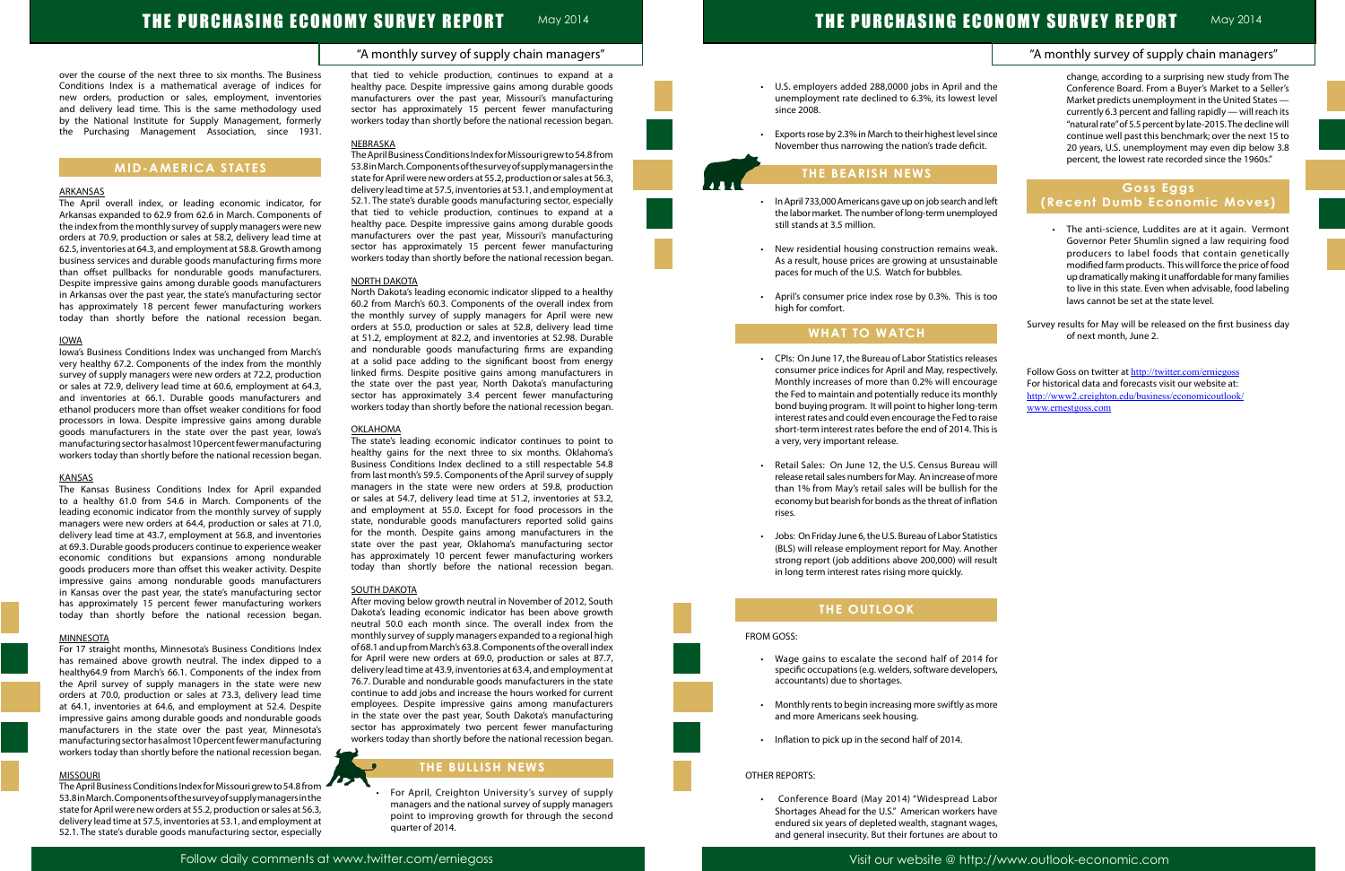over the course of the next three to six months. The Business Conditions Index is a mathematical average of indices for new orders, production or sales, employment, inventories and delivery lead time. This is the same methodology used by the National Institute for Supply Management, formerly the Purchasing Management Association, since 1931.

## MID-AMERICA STATES

### ARKANSAS

The April overall index, or leading economic indicator, for Arkansas expanded to 62.9 from 62.6 in March. Components of the index from the monthly survey of supply managers were new orders at 70.9, production or sales at 58.2, delivery lead time at 62.5, inventories at 64.3, and employment at 58.8. Growth among business services and durable goods manufacturing firms more than offset pullbacks for nondurable goods manufacturers. Despite impressive gains among durable goods manufacturers in Arkansas over the past year, the state's manufacturing sector has approximately 18 percent fewer manufacturing workers today than shortly before the national recession began.

### IOWA

Iowa's Business Conditions Index was unchanged from March's very healthy 67.2. Components of the index from the monthly survey of supply managers were new orders at 72.2, production or sales at 72.9, delivery lead time at 60.6, employment at 64.3, and inventories at 66.1. Durable goods manufacturers and ethanol producers more than offset weaker conditions for food processors in Iowa. Despite impressive gains among durable goods manufacturers in the state over the past year, Iowa's manufacturing sector has almost 10 percent fewer manufacturing workers today than shortly before the national recession began.

### KANSAS

The Kansas Business Conditions Index for April expanded to a healthy 61.0 from 54.6 in March. Components of the leading economic indicator from the monthly survey of supply managers were new orders at 64.4, production or sales at 71.0, delivery lead time at 43.7, employment at 56.8, and inventories at 69.3. Durable goods producers continue to experience weaker economic conditions but expansions among nondurable goods producers more than offset this weaker activity. Despite impressive gains among nondurable goods manufacturers in Kansas over the past year, the state's manufacturing sector has approximately 15 percent fewer manufacturing workers today than shortly before the national recession began.

### MINNESOTA

For 17 straight months, Minnesota's Business Conditions Index has remained above growth neutral. The index dipped to a healthy64.9 from March's 66.1. Components of the index from the April survey of supply managers in the state were new orders at 70.0, production or sales at 73.3, delivery lead time at 64.1, inventories at 64.6, and employment at 52.4. Despite impressive gains among durable goods and nondurable goods manufacturers in the state over the past year, Minnesota's manufacturing sector has almost 10 percent fewer manufacturing workers today than shortly before the national recession began.

### MISSOURI

The April Business Conditions Index for Missouri grew to 54.8 from 53.8 in March. Components of the survey of supply managers in the state for April were new orders at 55.2, production or sales at 56.3, delivery lead time at 57.5, inventories at 53.1, and employment at 52.1. The state's durable goods manufacturing sector, especially that tied to vehicle production, continues to expand at a healthy pace. Despite impressive gains among durable goods manufacturers over the past year, Missouri's manufacturing sector has approximately 15 percent fewer manufacturing workers today than shortly before the national recession began.

### NEBRASKA

The April Business Conditions Index for Missouri grew to 54.8 from 53.8 in March. Components of the survey of supply managers in the state for April were new orders at 55.2, production or sales at 56.3, delivery lead time at 57.5, inventories at 53.1, and employment at 52.1. The state's durable goods manufacturing sector, especially that tied to vehicle production, continues to expand at a healthy pace. Despite impressive gains among durable goods manufacturers over the past year, Missouri's manufacturing sector has approximately 15 percent fewer manufacturing workers today than shortly before the national recession began.

### NORTH DAKOTA

North Dakota's leading economic indicator slipped to a healthy 60.2 from March's 60.3. Components of the overall index from the monthly survey of supply managers for April were new orders at 55.0, production or sales at 52.8, delivery lead time at 51.2, employment at 82.2, and inventories at 52.98. Durable and nondurable goods manufacturing firms are expanding at a solid pace adding to the significant boost from energy linked firms. Despite positive gains among manufacturers in the state over the past year, North Dakota's manufacturing sector has approximately 3.4 percent fewer manufacturing workers today than shortly before the national recession began.

### OKLAHOMA

The state's leading economic indicator continues to point to healthy gains for the next three to six months. Oklahoma's Business Conditions Index declined to a still respectable 54.8 from last month's 59.5. Components of the April survey of supply managers in the state were new orders at 59.8, production or sales at 54.7, delivery lead time at 51.2, inventories at 53.2, and employment at 55.0. Except for food processors in the state, nondurable goods manufacturers reported solid gains for the month. Despite gains among manufacturers in the state over the past year, Oklahoma's manufacturing sector has approximately 10 percent fewer manufacturing workers today than shortly before the national recession began.

### SOUTH DAKOTA

After moving below growth neutral in November of 2012, South Dakota's leading economic indicator has been above growth neutral 50.0 each month since. The overall index from the monthly survey of supply managers expanded to a regional high of 68.1 and up from March's 63.8. Components of the overall index for April were new orders at 69.0, production or sales at 87.7, delivery lead time at 43.9, inventories at 63.4, and employment at 76.7. Durable and nondurable goods manufacturers in the state continue to add jobs and increase the hours worked for current employees. Despite impressive gains among manufacturers in the state over the past year, South Dakota's manufacturing sector has approximately two percent fewer manufacturing workers today than shortly before the national recession began.

## THE BULLISH NEWS

- For April, Creighton University's survey of supply managers and the national survey of supply managers point to improving growth for through the second quarter of 2014.
- U.S. employers added 288,0000 jobs in April and the unemployment rate declined to 6.3%, its lowest level since 2008.
- Exports rose by 2.3% in March to their highest level since November thus narrowing the nation's trade deficit.

## THE BEARISH NEWS

- In April 733,000 Americans gave up on job search and left the labor market. The number of long-term unemployed still stands at 3.5 million.
- New residential housing construction remains weak. As a result, house prices are growing at unsustainable paces for much of the U.S. Watch for bubbles.
- April's consumer price index rose by 0.3%. This is too high for comfort.

## WHAT TO WATCH

- CPIs: On June 17, the Bureau of Labor Statistics releases consumer price indices for April and May, respectively. Monthly increases of more than 0.2% will encourage the Fed to maintain and potentially reduce its monthly bond buying program. It will point to higher long-term interest rates and could even encourage the Fed to raise short-term interest rates before the end of 2014. This is a very, very important release.
- Retail Sales: On June 12, the U.S. Census Bureau will release retail sales numbers for May. An increase of more than 1% from May's retail sales will be bullish for the economy but bearish for bonds as the threat of inflation rises.
- Jobs: On Friday June 6, the U.S. Bureau of Labor Statistics (BLS) will release employment report for May. Another strong report (job additions above 200,000) will result in long term interest rates rising more quickly.

## THE OUTLOOK

FROM GOSS:

- Wage gains to escalate the second half of 2014 for specific occupations (e.g. welders, software developers, accountants) due to shortages.
- Monthly rents to begin increasing more swiftly as more and more Americans seek housing.
- Inflation to pick up in the second half of 2014.

OTHER REPORTS:

- Conference Board (May 2014) "Widespread Labor Shortages Ahead for the U.S." American workers have endured six years of depleted wealth, stagnant wages, and general insecurity. But their fortunes are about to change, according to a surprising new study from The Conference Board. From a Buyer's Market to a Seller's Market predicts unemployment in the United States — currently 6.3 percent and falling rapidly — will reach its "natural rate" of 5.5 percent by late-2015. The decline will continue well past this benchmark; over the next 15 to 20 years, U.S. unemployment may even dip below 3.8 percent, the lowest rate recorded since the 1960s."

## Goss Eggs (Recent Dumb Economic Moves)

- The anti-science, Luddites are at it again. Vermont Governor Peter Shumlin signed a law requiring food producers to label foods that contain genetically modified farm products. This will force the price of food up dramatically making it unaffordable for many families to live in this state. Even when advisable, food labeling laws cannot be set at the state level.

Survey results for May will be released on the first business day of next month, June 2.

Follow Goss on twitter at http://twitter.com/erniegoss
For historical data and forecasts visit our website at:
http://www2.creighton.edu/business/economicoutlook/
www.ernestgoss.com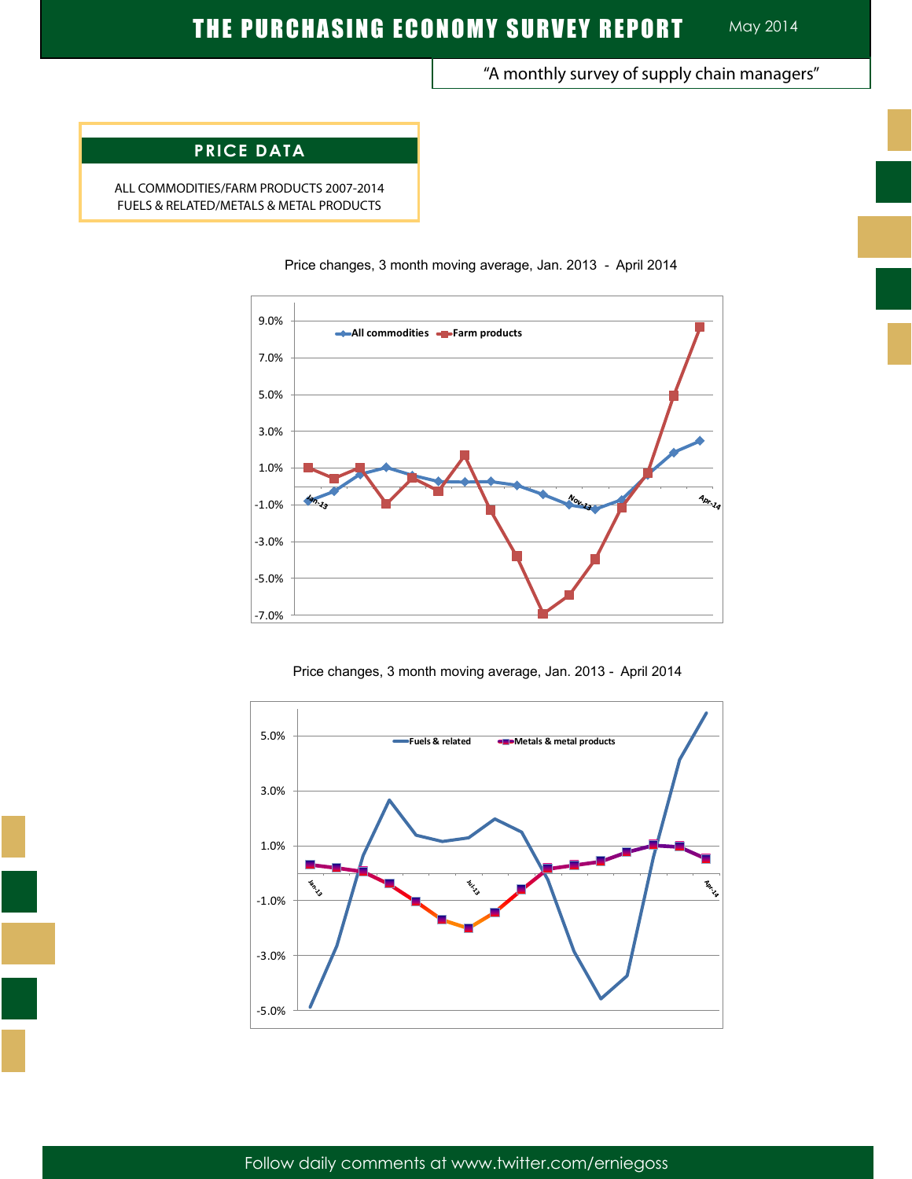# THE PURCHASING ECONOMY SURVEY REPORT

May 2014

"A monthly survey of supply chain managers"

## PRICE DATA

ALL COMMODITIES/FARM PRODUCTS 2007-2014
FUELS & RELATED/METALS & METAL PRODUCTS

Price changes, 3 month moving average, Jan. 2013 - April 2014

9.0%
7.0%
5.0%
3.0%
1.0%
-1.0%
-3.0%
-5.0%
-7.0%

All commodities
Farm products

Jan-13
Nov-13
Apr-14

Price changes, 3 month moving average, Jan. 2013 - April 2014

5.0%
3.0%
1.0%
-1.0%
-3.0%
-5.0%

Fuels & related
Metals & metal products

Jan-13
Jul-13
Apr-14

Follow daily comments at www.twitter.com/erniegoss